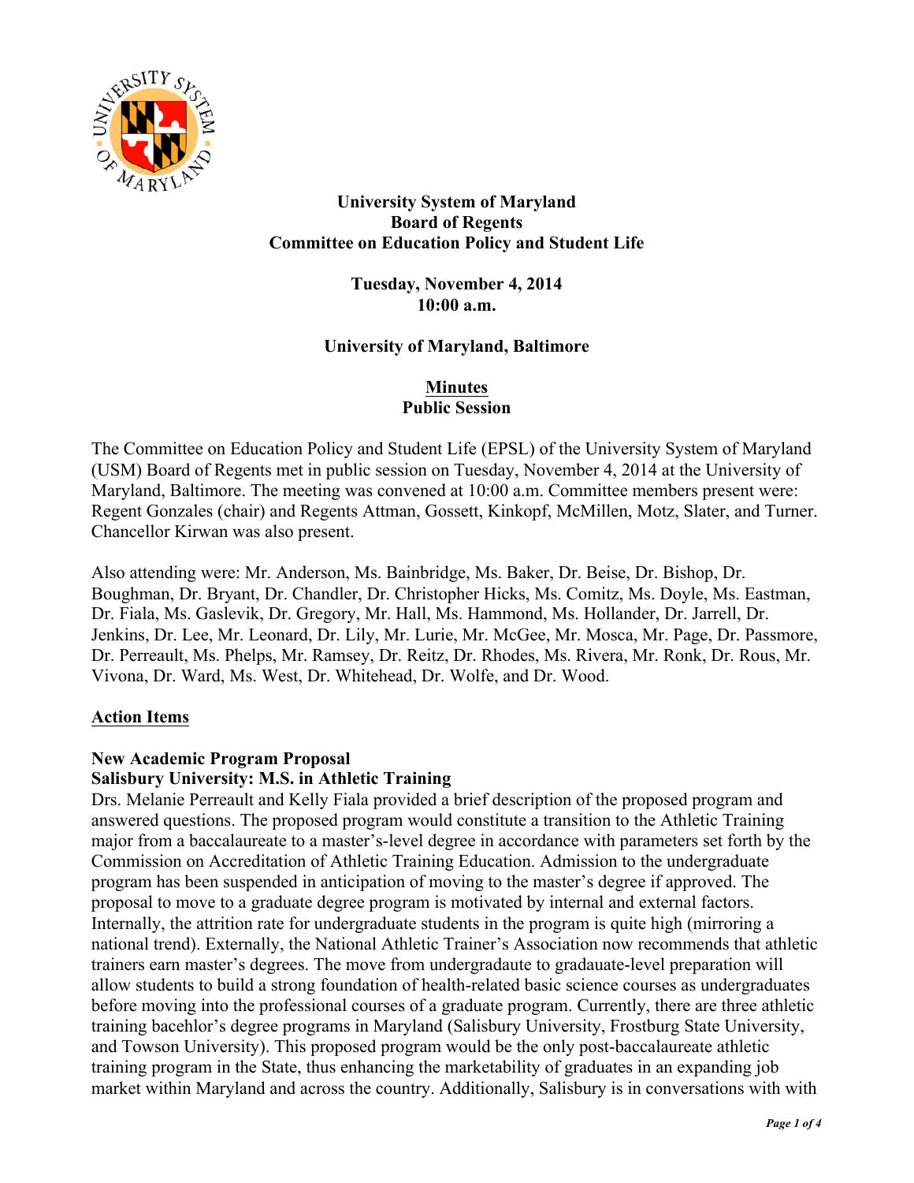# University System of Maryland
## Board of Regents
## Committee on Education Policy and Student Life

**Tuesday, November 4, 2014**
**10:00 a.m.**

**University of Maryland, Baltimore**

**Minutes**
**Public Session**

The Committee on Education Policy and Student Life (EPSL) of the University System of Maryland (USM) Board of Regents met in public session on Tuesday, November 4, 2014 at the University of Maryland, Baltimore. The meeting was convened at 10:00 a.m. Committee members present were: Regent Gonzales (chair) and Regents Attman, Gossett, Kinkopf, McMillen, Motz, Slater, and Turner. Chancellor Kirwan was also present.

Also attending were: Mr. Anderson, Ms. Bainbridge, Ms. Baker, Dr. Beise, Dr. Bishop, Dr. Boughman, Dr. Bryant, Dr. Chandler, Dr. Christopher Hicks, Ms. Comitz, Ms. Doyle, Ms. Eastman, Dr. Fiala, Ms. Gaslevik, Dr. Gregory, Mr. Hall, Ms. Hammond, Ms. Hollander, Dr. Jarrell, Dr. Jenkins, Dr. Lee, Mr. Leonard, Dr. Lily, Mr. Lurie, Mr. McGee, Mr. Mosca, Mr. Page, Dr. Passmore, Dr. Perreault, Ms. Phelps, Mr. Ramsey, Dr. Reitz, Dr. Rhodes, Ms. Rivera, Mr. Ronk, Dr. Rous, Mr. Vivona, Dr. Ward, Ms. West, Dr. Whitehead, Dr. Wolfe, and Dr. Wood.

### Action Items

**New Academic Program Proposal**
**Salisbury University: M.S. in Athletic Training**

Drs. Melanie Perreault and Kelly Fiala provided a brief description of the proposed program and answered questions. The proposed program would constitute a transition to the Athletic Training major from a baccalaureate to a master's-level degree in accordance with parameters set forth by the Commission on Accreditation of Athletic Training Education. Admission to the undergraduate program has been suspended in anticipation of moving to the master's degree if approved. The proposal to move to a graduate degree program is motivated by internal and external factors. Internally, the attrition rate for undergraduate students in the program is quite high (mirroring a national trend). Externally, the National Athletic Trainer's Association now recommends that athletic trainers earn master's degrees. The move from undergradaute to gradauate-level preparation will allow students to build a strong foundation of health-related basic science courses as undergraduates before moving into the professional courses of a graduate program. Currently, there are three athletic training bacehlor's degree programs in Maryland (Salisbury University, Frostburg State University, and Towson University). This proposed program would be the only post-baccalaureate athletic training program in the State, thus enhancing the marketability of graduates in an expanding job market within Maryland and across the country. Additionally, Salisbury is in conversations with with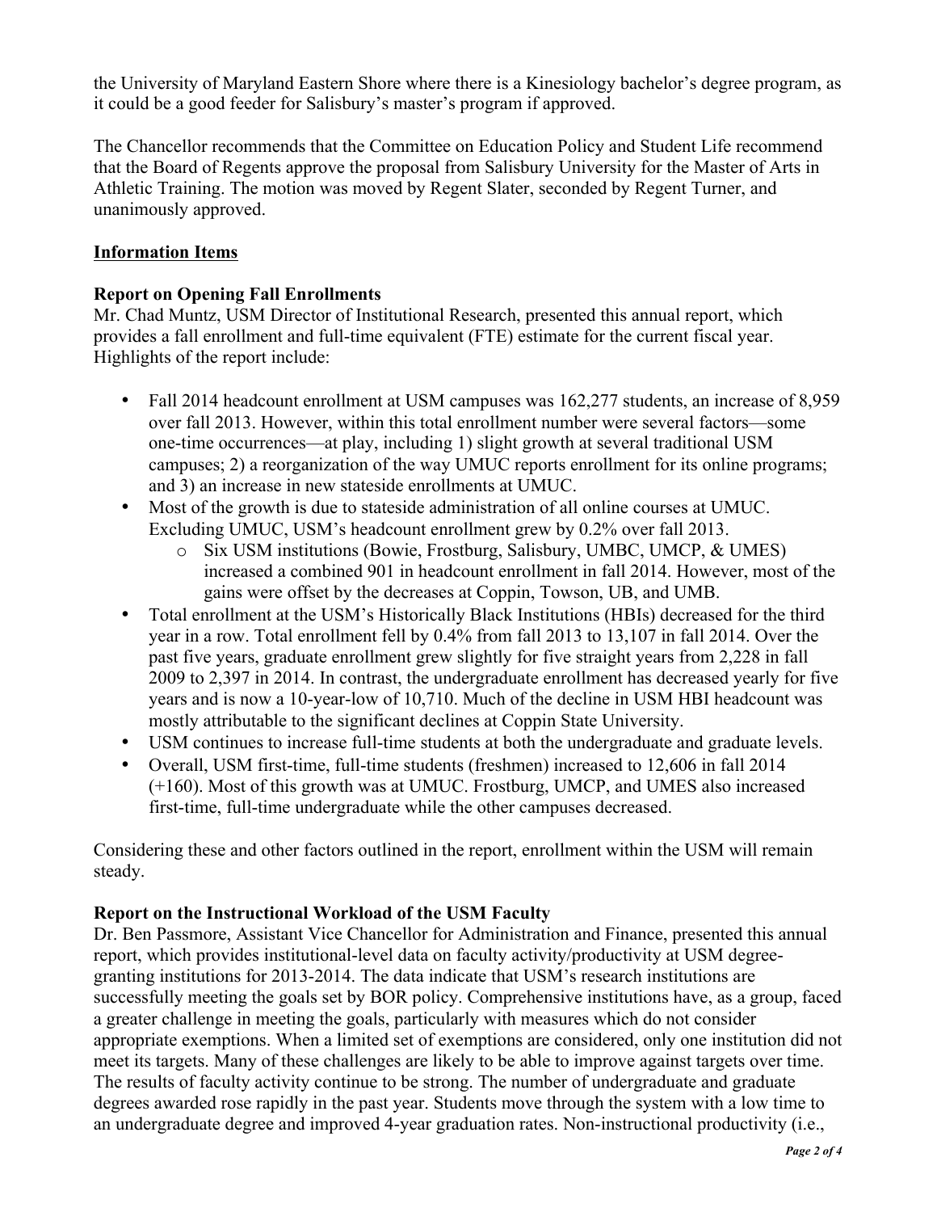the University of Maryland Eastern Shore where there is a Kinesiology bachelor's degree program, as it could be a good feeder for Salisbury's master's program if approved.

The Chancellor recommends that the Committee on Education Policy and Student Life recommend that the Board of Regents approve the proposal from Salisbury University for the Master of Arts in Athletic Training. The motion was moved by Regent Slater, seconded by Regent Turner, and unanimously approved.

**Information Items**

**Report on Opening Fall Enrollments**
Mr. Chad Muntz, USM Director of Institutional Research, presented this annual report, which provides a fall enrollment and full-time equivalent (FTE) estimate for the current fiscal year. Highlights of the report include:

- Fall 2014 headcount enrollment at USM campuses was 162,277 students, an increase of 8,959 over fall 2013. However, within this total enrollment number were several factors—some one-time occurrences—at play, including 1) slight growth at several traditional USM campuses; 2) a reorganization of the way UMUC reports enrollment for its online programs; and 3) an increase in new stateside enrollments at UMUC.
- Most of the growth is due to stateside administration of all online courses at UMUC. Excluding UMUC, USM's headcount enrollment grew by 0.2% over fall 2013.
    - Six USM institutions (Bowie, Frostburg, Salisbury, UMBC, UMCP, & UMES) increased a combined 901 in headcount enrollment in fall 2014. However, most of the gains were offset by the decreases at Coppin, Towson, UB, and UMB.
- Total enrollment at the USM's Historically Black Institutions (HBIs) decreased for the third year in a row. Total enrollment fell by 0.4% from fall 2013 to 13,107 in fall 2014. Over the past five years, graduate enrollment grew slightly for five straight years from 2,228 in fall 2009 to 2,397 in 2014. In contrast, the undergraduate enrollment has decreased yearly for five years and is now a 10-year-low of 10,710. Much of the decline in USM HBI headcount was mostly attributable to the significant declines at Coppin State University.
- USM continues to increase full-time students at both the undergraduate and graduate levels.
- Overall, USM first-time, full-time students (freshmen) increased to 12,606 in fall 2014 (+160). Most of this growth was at UMUC. Frostburg, UMCP, and UMES also increased first-time, full-time undergraduate while the other campuses decreased.

Considering these and other factors outlined in the report, enrollment within the USM will remain steady.

**Report on the Instructional Workload of the USM Faculty**
Dr. Ben Passmore, Assistant Vice Chancellor for Administration and Finance, presented this annual report, which provides institutional-level data on faculty activity/productivity at USM degree-granting institutions for 2013-2014. The data indicate that USM's research institutions are successfully meeting the goals set by BOR policy. Comprehensive institutions have, as a group, faced a greater challenge in meeting the goals, particularly with measures which do not consider appropriate exemptions. When a limited set of exemptions are considered, only one institution did not meet its targets. Many of these challenges are likely to be able to improve against targets over time. The results of faculty activity continue to be strong. The number of undergraduate and graduate degrees awarded rose rapidly in the past year. Students move through the system with a low time to an undergraduate degree and improved 4-year graduation rates. Non-instructional productivity (i.e.,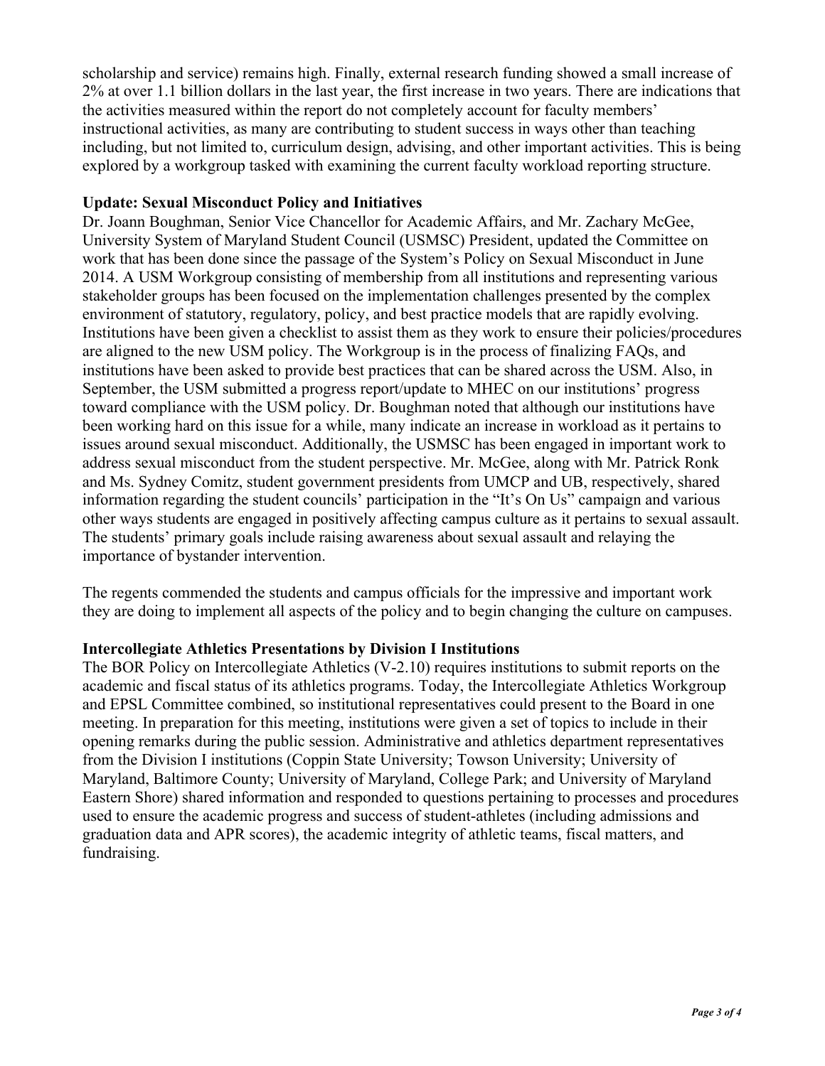scholarship and service) remains high. Finally, external research funding showed a small increase of 2% at over 1.1 billion dollars in the last year, the first increase in two years. There are indications that the activities measured within the report do not completely account for faculty members' instructional activities, as many are contributing to student success in ways other than teaching including, but not limited to, curriculum design, advising, and other important activities. This is being explored by a workgroup tasked with examining the current faculty workload reporting structure.

**Update: Sexual Misconduct Policy and Initiatives**

Dr. Joann Boughman, Senior Vice Chancellor for Academic Affairs, and Mr. Zachary McGee, University System of Maryland Student Council (USMSC) President, updated the Committee on work that has been done since the passage of the System's Policy on Sexual Misconduct in June 2014. A USM Workgroup consisting of membership from all institutions and representing various stakeholder groups has been focused on the implementation challenges presented by the complex environment of statutory, regulatory, policy, and best practice models that are rapidly evolving. Institutions have been given a checklist to assist them as they work to ensure their policies/procedures are aligned to the new USM policy. The Workgroup is in the process of finalizing FAQs, and institutions have been asked to provide best practices that can be shared across the USM. Also, in September, the USM submitted a progress report/update to MHEC on our institutions' progress toward compliance with the USM policy. Dr. Boughman noted that although our institutions have been working hard on this issue for a while, many indicate an increase in workload as it pertains to issues around sexual misconduct. Additionally, the USMSC has been engaged in important work to address sexual misconduct from the student perspective. Mr. McGee, along with Mr. Patrick Ronk and Ms. Sydney Comitz, student government presidents from UMCP and UB, respectively, shared information regarding the student councils' participation in the "It's On Us" campaign and various other ways students are engaged in positively affecting campus culture as it pertains to sexual assault. The students' primary goals include raising awareness about sexual assault and relaying the importance of bystander intervention.

The regents commended the students and campus officials for the impressive and important work they are doing to implement all aspects of the policy and to begin changing the culture on campuses.

**Intercollegiate Athletics Presentations by Division I Institutions**

The BOR Policy on Intercollegiate Athletics (V-2.10) requires institutions to submit reports on the academic and fiscal status of its athletics programs. Today, the Intercollegiate Athletics Workgroup and EPSL Committee combined, so institutional representatives could present to the Board in one meeting. In preparation for this meeting, institutions were given a set of topics to include in their opening remarks during the public session. Administrative and athletics department representatives from the Division I institutions (Coppin State University; Towson University; University of Maryland, Baltimore County; University of Maryland, College Park; and University of Maryland Eastern Shore) shared information and responded to questions pertaining to processes and procedures used to ensure the academic progress and success of student-athletes (including admissions and graduation data and APR scores), the academic integrity of athletic teams, fiscal matters, and fundraising.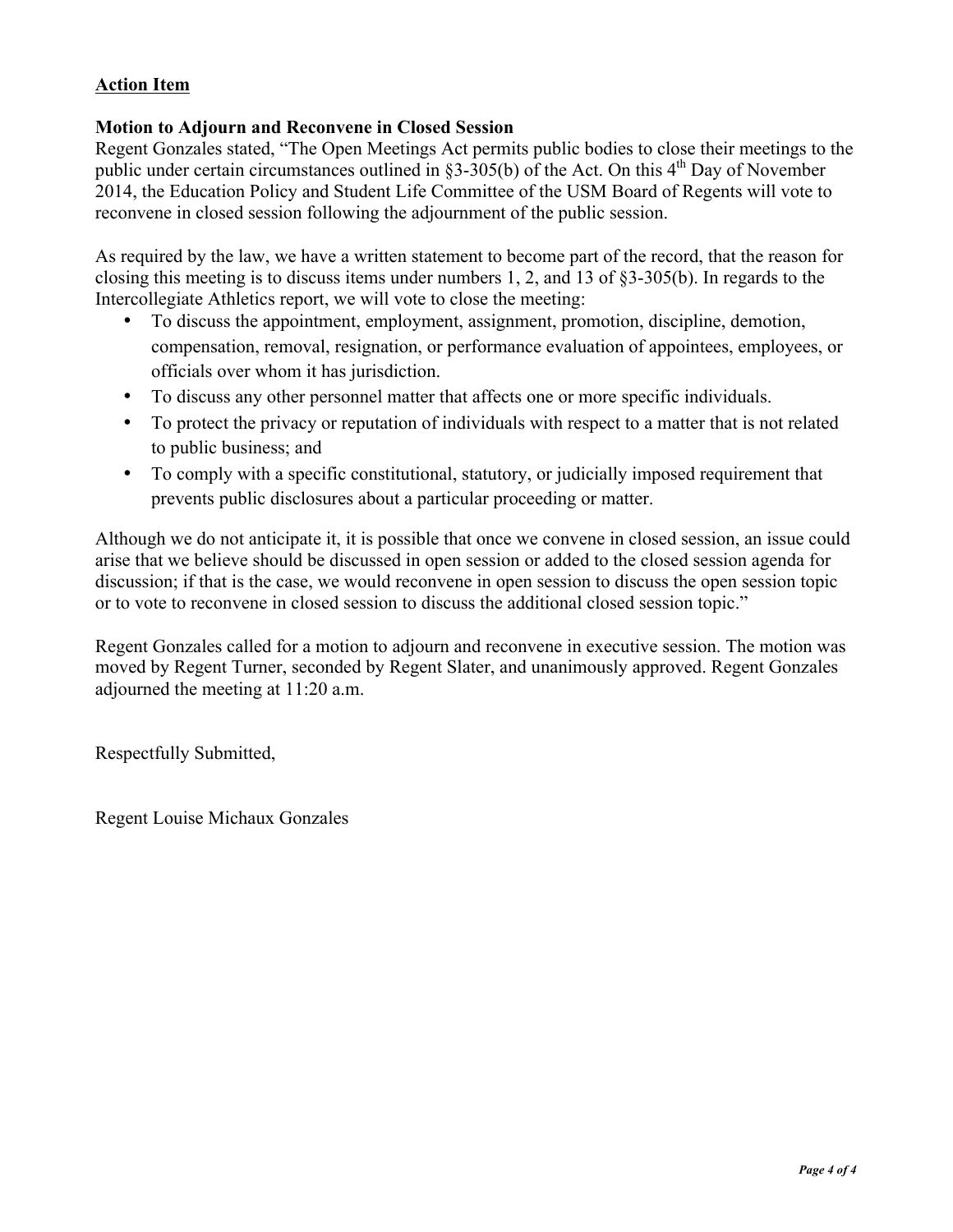**<u>Action Item</u>**

**Motion to Adjourn and Reconvene in Closed Session**

Regent Gonzales stated, "The Open Meetings Act permits public bodies to close their meetings to the public under certain circumstances outlined in §3-305(b) of the Act. On this 4th Day of November 2014, the Education Policy and Student Life Committee of the USM Board of Regents will vote to reconvene in closed session following the adjournment of the public session.

As required by the law, we have a written statement to become part of the record, that the reason for closing this meeting is to discuss items under numbers 1, 2, and 13 of §3-305(b). In regards to the Intercollegiate Athletics report, we will vote to close the meeting:

- To discuss the appointment, employment, assignment, promotion, discipline, demotion, compensation, removal, resignation, or performance evaluation of appointees, employees, or officials over whom it has jurisdiction.
- To discuss any other personnel matter that affects one or more specific individuals.
- To protect the privacy or reputation of individuals with respect to a matter that is not related to public business; and
- To comply with a specific constitutional, statutory, or judicially imposed requirement that prevents public disclosures about a particular proceeding or matter.

Although we do not anticipate it, it is possible that once we convene in closed session, an issue could arise that we believe should be discussed in open session or added to the closed session agenda for discussion; if that is the case, we would reconvene in open session to discuss the open session topic or to vote to reconvene in closed session to discuss the additional closed session topic."

Regent Gonzales called for a motion to adjourn and reconvene in executive session. The motion was moved by Regent Turner, seconded by Regent Slater, and unanimously approved. Regent Gonzales adjourned the meeting at 11:20 a.m.

Respectfully Submitted,

Regent Louise Michaux Gonzales